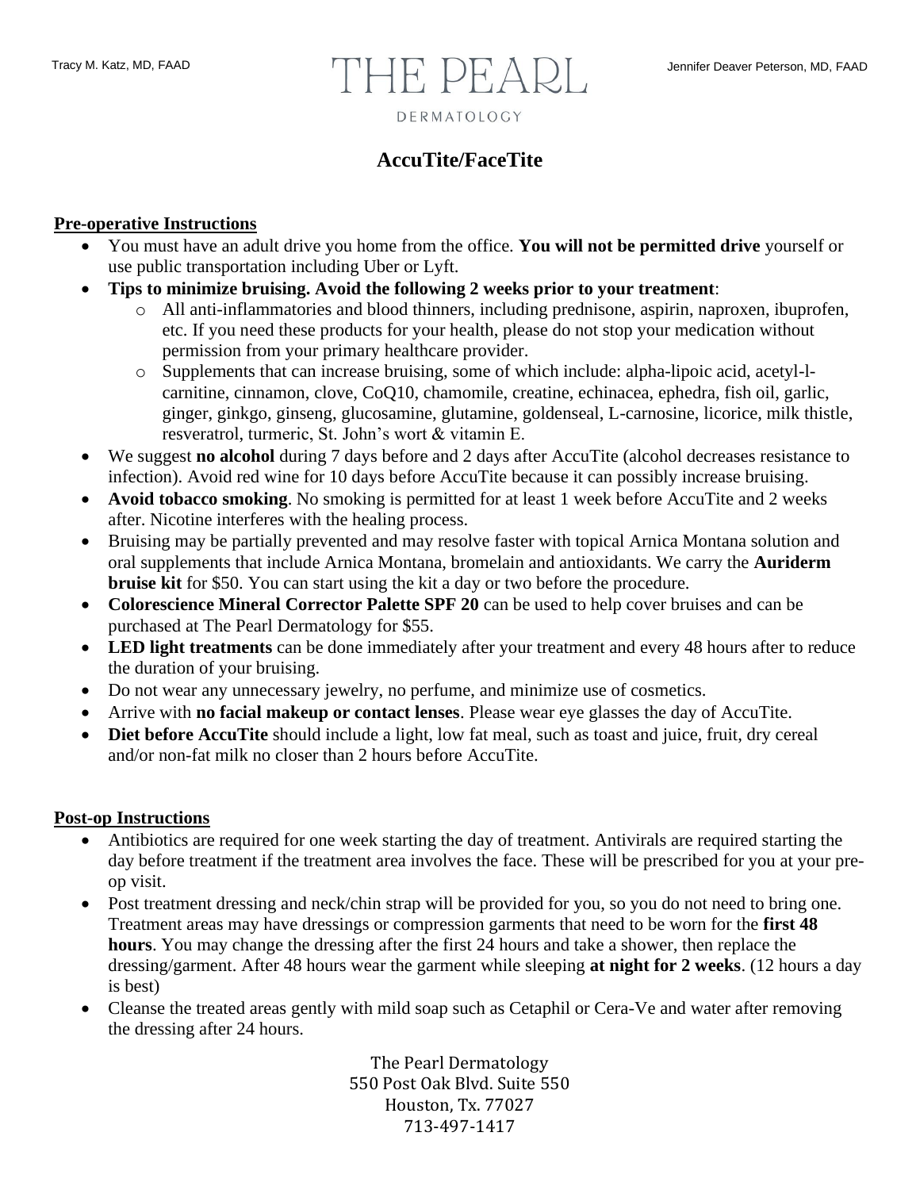Tracy M. Katz, MD, FAAD

# THE PEARL
DERMATOLOGY

Jennifer Deaver Peterson, MD, FAAD

## AccuTite/FaceTite

### Pre-operative Instructions

- You must have an adult drive you home from the office. **You will not be permitted drive** yourself or use public transportation including Uber or Lyft.
- **Tips to minimize bruising. Avoid the following 2 weeks prior to your treatment**:
  - All anti-inflammatories and blood thinners, including prednisone, aspirin, naproxen, ibuprofen, etc. If you need these products for your health, please do not stop your medication without permission from your primary healthcare provider.
  - Supplements that can increase bruising, some of which include: alpha-lipoic acid, acetyl-l-carnitine, cinnamon, clove, CoQ10, chamomile, creatine, echinacea, ephedra, fish oil, garlic, ginger, ginkgo, ginseng, glucosamine, glutamine, goldenseal, L-carnosine, licorice, milk thistle, resveratrol, turmeric, St. John's wort & vitamin E.
- We suggest **no alcohol** during 7 days before and 2 days after AccuTite (alcohol decreases resistance to infection). Avoid red wine for 10 days before AccuTite because it can possibly increase bruising.
- **Avoid tobacco smoking**. No smoking is permitted for at least 1 week before AccuTite and 2 weeks after. Nicotine interferes with the healing process.
- Bruising may be partially prevented and may resolve faster with topical Arnica Montana solution and oral supplements that include Arnica Montana, bromelain and antioxidants. We carry the **Auriderm bruise kit** for $50. You can start using the kit a day or two before the procedure.
- **Colorescience Mineral Corrector Palette SPF 20** can be used to help cover bruises and can be purchased at The Pearl Dermatology for $55.
- **LED light treatments** can be done immediately after your treatment and every 48 hours after to reduce the duration of your bruising.
- Do not wear any unnecessary jewelry, no perfume, and minimize use of cosmetics.
- Arrive with **no facial makeup or contact lenses**. Please wear eye glasses the day of AccuTite.
- **Diet before AccuTite** should include a light, low fat meal, such as toast and juice, fruit, dry cereal and/or non-fat milk no closer than 2 hours before AccuTite.

### Post-op Instructions

- Antibiotics are required for one week starting the day of treatment. Antivirals are required starting the day before treatment if the treatment area involves the face. These will be prescribed for you at your pre-op visit.
- Post treatment dressing and neck/chin strap will be provided for you, so you do not need to bring one. Treatment areas may have dressings or compression garments that need to be worn for the **first 48 hours**. You may change the dressing after the first 24 hours and take a shower, then replace the dressing/garment. After 48 hours wear the garment while sleeping **at night for 2 weeks**. (12 hours a day is best)
- Cleanse the treated areas gently with mild soap such as Cetaphil or Cera-Ve and water after removing the dressing after 24 hours.

The Pearl Dermatology
550 Post Oak Blvd. Suite 550
Houston, Tx. 77027
713-497-1417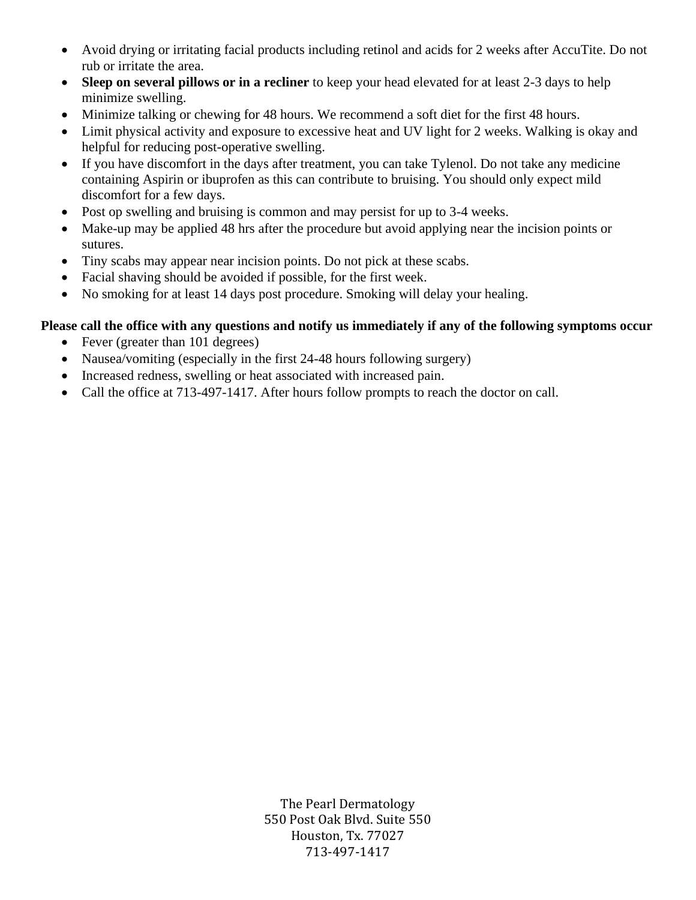- Avoid drying or irritating facial products including retinol and acids for 2 weeks after AccuTite. Do not rub or irritate the area.
- **Sleep on several pillows or in a recliner** to keep your head elevated for at least 2-3 days to help minimize swelling.
- Minimize talking or chewing for 48 hours. We recommend a soft diet for the first 48 hours.
- Limit physical activity and exposure to excessive heat and UV light for 2 weeks. Walking is okay and helpful for reducing post-operative swelling.
- If you have discomfort in the days after treatment, you can take Tylenol. Do not take any medicine containing Aspirin or ibuprofen as this can contribute to bruising. You should only expect mild discomfort for a few days.
- Post op swelling and bruising is common and may persist for up to 3-4 weeks.
- Make-up may be applied 48 hrs after the procedure but avoid applying near the incision points or sutures.
- Tiny scabs may appear near incision points. Do not pick at these scabs.
- Facial shaving should be avoided if possible, for the first week.
- No smoking for at least 14 days post procedure. Smoking will delay your healing.

**Please call the office with any questions and notify us immediately if any of the following symptoms occur**

- Fever (greater than 101 degrees)
- Nausea/vomiting (especially in the first 24-48 hours following surgery)
- Increased redness, swelling or heat associated with increased pain.
- Call the office at 713-497-1417. After hours follow prompts to reach the doctor on call.

The Pearl Dermatology
550 Post Oak Blvd. Suite 550
Houston, Tx. 77027
713-497-1417